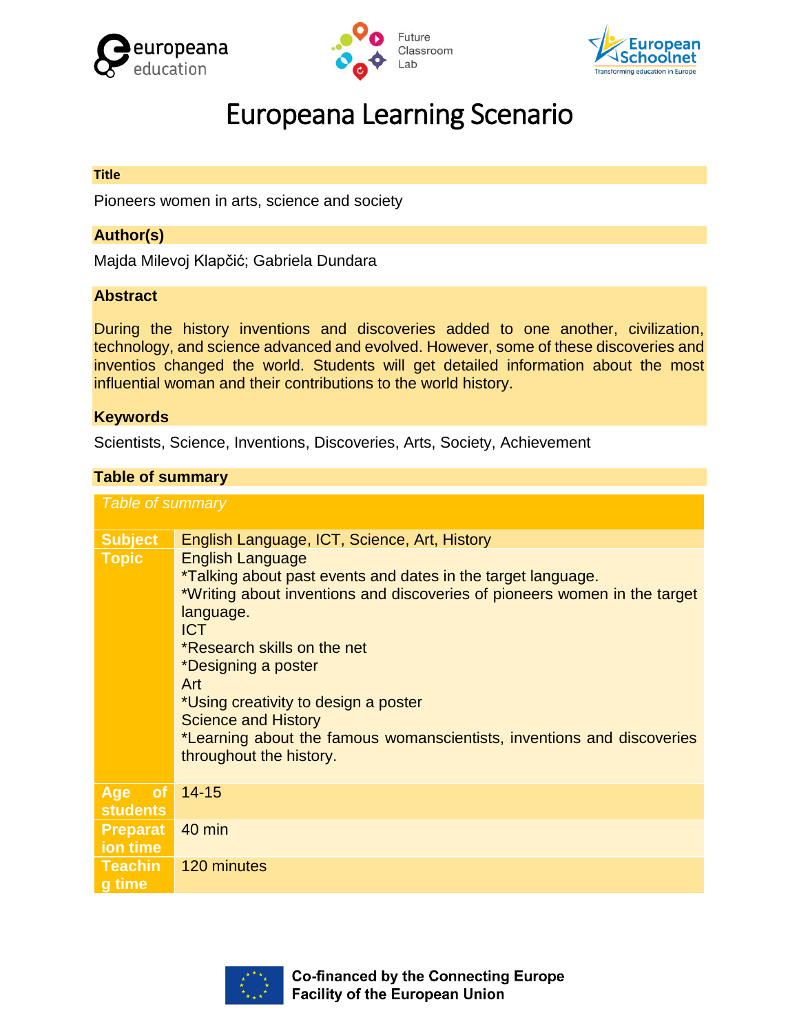# Europeana Learning Scenario

## Title

Pioneers women in arts, science and society

## Author(s)

Majda Milevoj Klapčić; Gabriela Dundara

## Abstract

During the history inventions and discoveries added to one another, civilization, technology, and science advanced and evolved. However, some of these discoveries and inventios changed the world. Students will get detailed information about the most influential woman and their contributions to the world history.

## Keywords

Scientists, Science, Inventions, Discoveries, Arts, Society, Achievement

## Table of summary

| *Table of summary* | |
|---|---|
| **Subject** | English Language, ICT, Science, Art, History |
| **Topic** | English Language<br>*Talking about past events and dates in the target language.<br>*Writing about inventions and discoveries of pioneers women in the target language.<br>ICT<br>*Research skills on the net<br>*Designing a poster<br>Art<br>*Using creativity to design a poster<br>Science and History<br>*Learning about the famous womanscientists, inventions and discoveries throughout the history. |
| **Age of students** | 14-15 |
| **Preparation time** | 40 min |
| **Teaching time** | 120 minutes |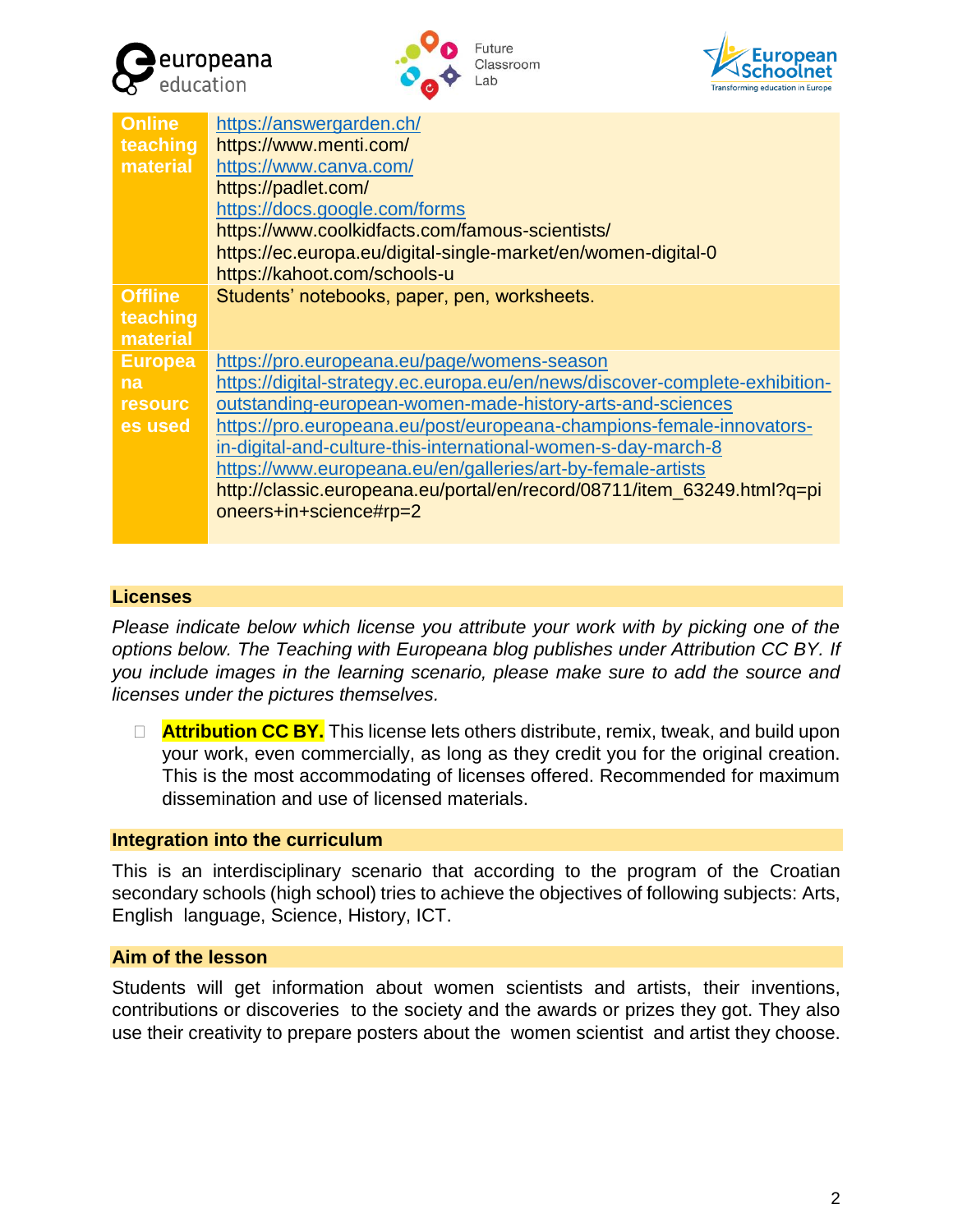| | |
|---|---|
| **Online teaching material** | https://answergarden.ch/<br>https://www.menti.com/<br>https://www.canva.com/<br>https://padlet.com/<br>https://docs.google.com/forms<br>https://www.coolkidfacts.com/famous-scientists/<br>https://ec.europa.eu/digital-single-market/en/women-digital-0<br>https://kahoot.com/schools-u |
| **Offline teaching material** | Students' notebooks, paper, pen, worksheets. |
| **Europeana resources used** | https://pro.europeana.eu/page/womens-season<br>https://digital-strategy.ec.europa.eu/en/news/discover-complete-exhibition-outstanding-european-women-made-history-arts-and-sciences<br>https://pro.europeana.eu/post/europeana-champions-female-innovators-in-digital-and-culture-this-international-women-s-day-march-8<br>https://www.europeana.eu/en/galleries/art-by-female-artists<br>http://classic.europeana.eu/portal/en/record/08711/item_63249.html?q=pioneers+in+science#rp=2 |

## Licenses

*Please indicate below which license you attribute your work with by picking one of the options below. The Teaching with Europeana blog publishes under Attribution CC BY. If you include images in the learning scenario, please make sure to add the source and licenses under the pictures themselves.*

- ☐ **Attribution CC BY.** This license lets others distribute, remix, tweak, and build upon your work, even commercially, as long as they credit you for the original creation. This is the most accommodating of licenses offered. Recommended for maximum dissemination and use of licensed materials.

## Integration into the curriculum

This is an interdisciplinary scenario that according to the program of the Croatian secondary schools (high school) tries to achieve the objectives of following subjects: Arts, English language, Science, History, ICT.

## Aim of the lesson

Students will get information about women scientists and artists, their inventions, contributions or discoveries to the society and the awards or prizes they got. They also use their creativity to prepare posters about the women scientist and artist they choose.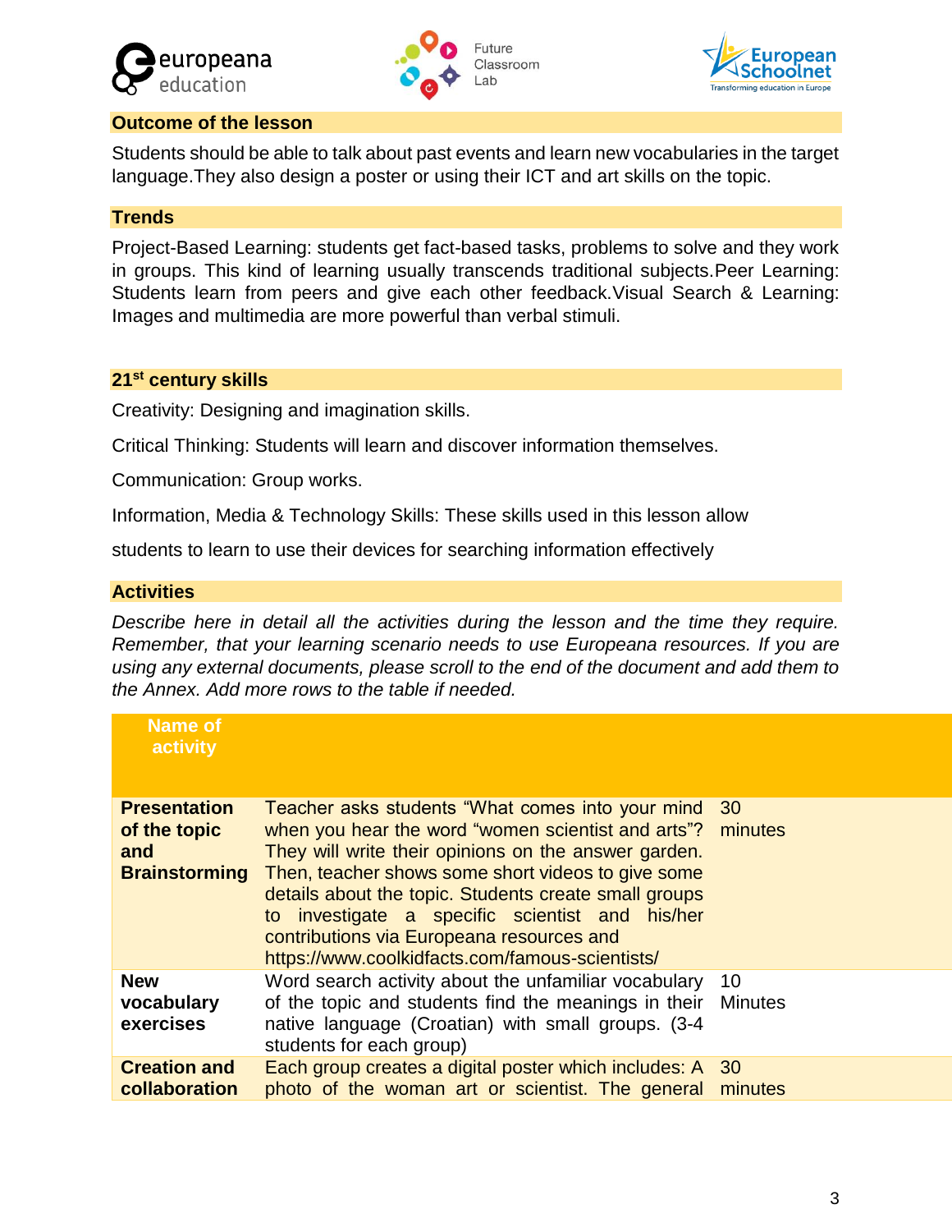## Outcome of the lesson

Students should be able to talk about past events and learn new vocabularies in the target language.They also design a poster or using their ICT and art skills on the topic.

## Trends

Project-Based Learning: students get fact-based tasks, problems to solve and they work in groups. This kind of learning usually transcends traditional subjects.Peer Learning: Students learn from peers and give each other feedback.Visual Search & Learning: Images and multimedia are more powerful than verbal stimuli.

## 21st century skills

Creativity: Designing and imagination skills.

Critical Thinking: Students will learn and discover information themselves.

Communication: Group works.

Information, Media & Technology Skills: These skills used in this lesson allow

students to learn to use their devices for searching information effectively

## Activities

*Describe here in detail all the activities during the lesson and the time they require. Remember, that your learning scenario needs to use Europeana resources. If you are using any external documents, please scroll to the end of the document and add them to the Annex. Add more rows to the table if needed.*

| Name of activity | | |
|---|---|---|
| **Presentation of the topic and Brainstorming** | Teacher asks students "What comes into your mind when you hear the word "women scientist and arts"? They will write their opinions on the answer garden. Then, teacher shows some short videos to give some details about the topic. Students create small groups to investigate a specific scientist and his/her contributions via Europeana resources and https://www.coolkidfacts.com/famous-scientists/ | 30 minutes |
| **New vocabulary exercises** | Word search activity about the unfamiliar vocabulary of the topic and students find the meanings in their native language (Croatian) with small groups. (3-4 students for each group) | 10 Minutes |
| **Creation and collaboration** | Each group creates a digital poster which includes: A photo of the woman art or scientist. The general | 30 minutes |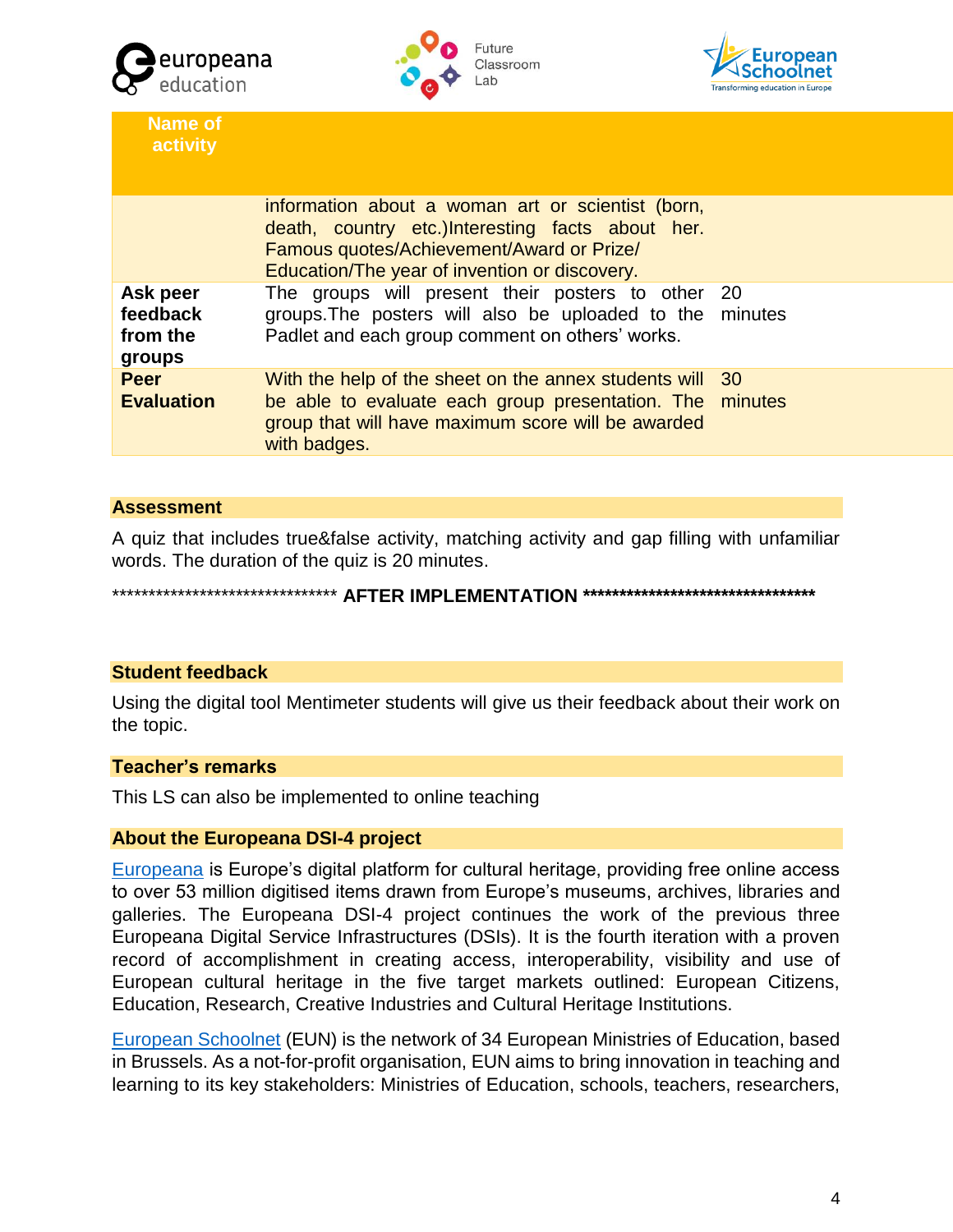| Name of activity | | |
|---|---|---|
| | information about a woman art or scientist (born, death, country etc.)Interesting facts about her. Famous quotes/Achievement/Award or Prize/ Education/The year of invention or discovery. | |
| **Ask peer feedback from the groups** | The groups will present their posters to other groups.The posters will also be uploaded to the Padlet and each group comment on others' works. | 20 minutes |
| **Peer Evaluation** | With the help of the sheet on the annex students will be able to evaluate each group presentation. The group that will have maximum score will be awarded with badges. | 30 minutes |

## Assessment

A quiz that includes true&false activity, matching activity and gap filling with unfamiliar words. The duration of the quiz is 20 minutes.

******************************** **AFTER IMPLEMENTATION** **********************************

## Student feedback

Using the digital tool Mentimeter students will give us their feedback about their work on the topic.

## Teacher's remarks

This LS can also be implemented to online teaching

## About the Europeana DSI-4 project

Europeana is Europe's digital platform for cultural heritage, providing free online access to over 53 million digitised items drawn from Europe's museums, archives, libraries and galleries. The Europeana DSI-4 project continues the work of the previous three Europeana Digital Service Infrastructures (DSIs). It is the fourth iteration with a proven record of accomplishment in creating access, interoperability, visibility and use of European cultural heritage in the five target markets outlined: European Citizens, Education, Research, Creative Industries and Cultural Heritage Institutions.

European Schoolnet (EUN) is the network of 34 European Ministries of Education, based in Brussels. As a not-for-profit organisation, EUN aims to bring innovation in teaching and learning to its key stakeholders: Ministries of Education, schools, teachers, researchers,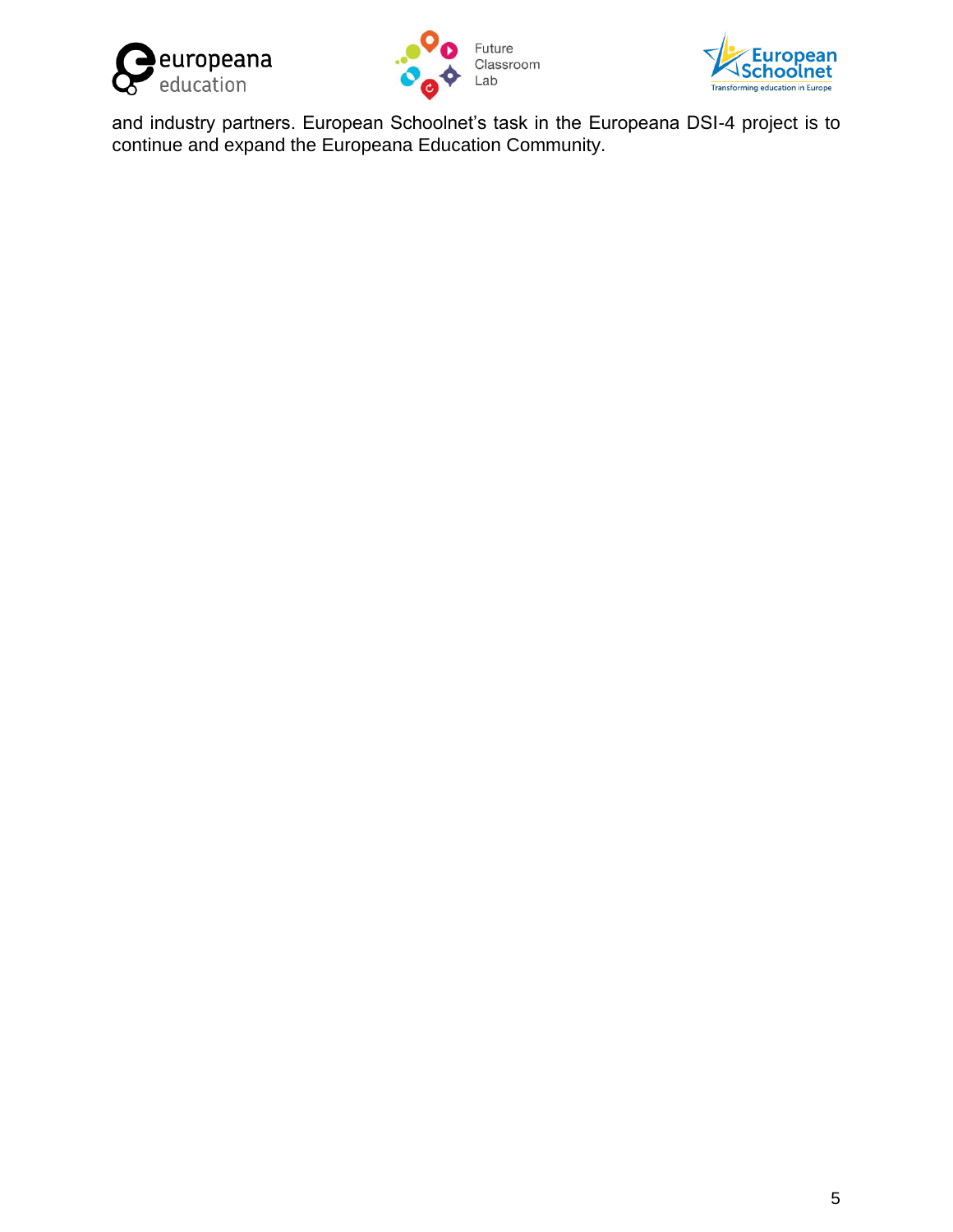and industry partners. European Schoolnet's task in the Europeana DSI-4 project is to continue and expand the Europeana Education Community.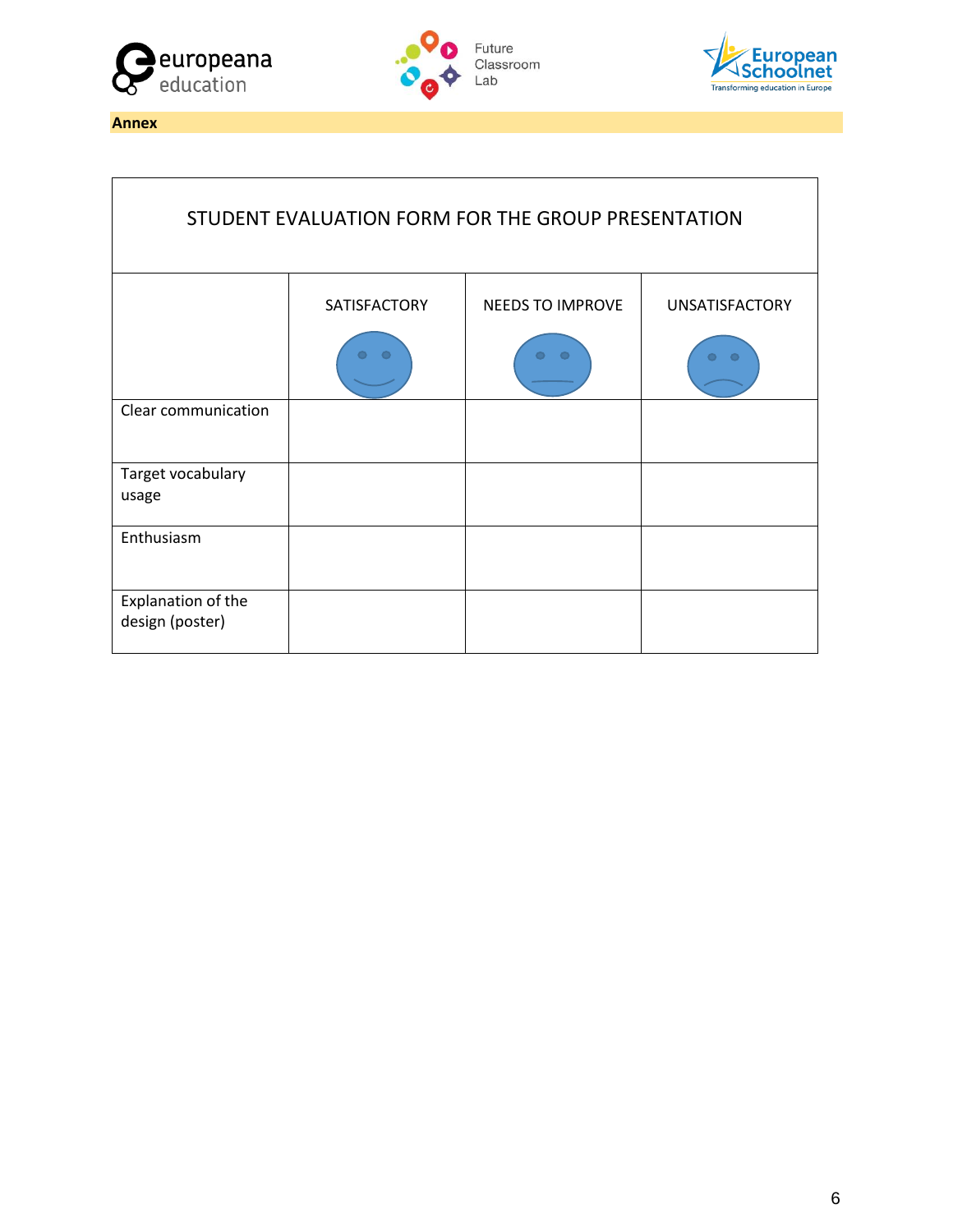**Annex**

| STUDENT EVALUATION FORM FOR THE GROUP PRESENTATION | | | |
|---|---|---|---|
| | SATISFACTORY | NEEDS TO IMPROVE | UNSATISFACTORY |
| Clear communication | | | |
| Target vocabulary usage | | | |
| Enthusiasm | | | |
| Explanation of the design (poster) | | | |